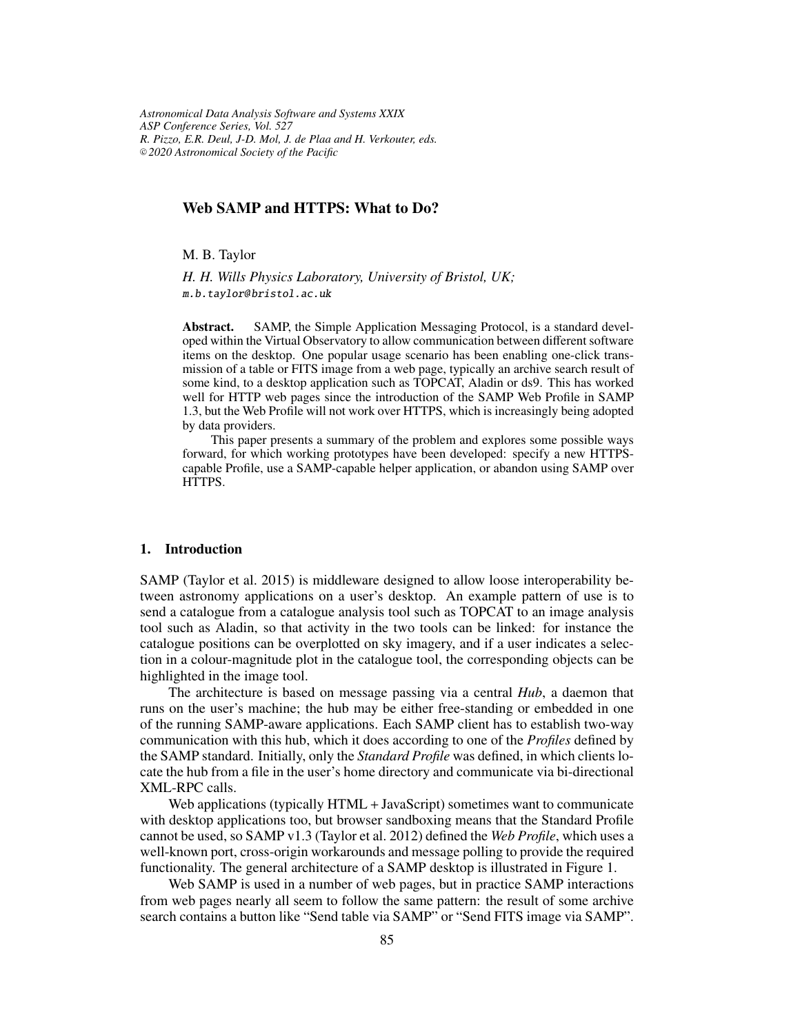*Astronomical Data Analysis Software and Systems XXIX*
*ASP Conference Series, Vol. 527*
*R. Pizzo, E.R. Deul, J-D. Mol, J. de Plaa and H. Verkouter, eds.*
*© 2020 Astronomical Society of the Pacific*

# Web SAMP and HTTPS: What to Do?

M. B. Taylor

*H. H. Wills Physics Laboratory, University of Bristol, UK;*
`m.b.taylor@bristol.ac.uk`

**Abstract.** SAMP, the Simple Application Messaging Protocol, is a standard developed within the Virtual Observatory to allow communication between different software items on the desktop. One popular usage scenario has been enabling one-click transmission of a table or FITS image from a web page, typically an archive search result of some kind, to a desktop application such as TOPCAT, Aladin or ds9. This has worked well for HTTP web pages since the introduction of the SAMP Web Profile in SAMP 1.3, but the Web Profile will not work over HTTPS, which is increasingly being adopted by data providers.

This paper presents a summary of the problem and explores some possible ways forward, for which working prototypes have been developed: specify a new HTTPS-capable Profile, use a SAMP-capable helper application, or abandon using SAMP over HTTPS.

## 1. Introduction

SAMP (Taylor et al. 2015) is middleware designed to allow loose interoperability between astronomy applications on a user's desktop. An example pattern of use is to send a catalogue from a catalogue analysis tool such as TOPCAT to an image analysis tool such as Aladin, so that activity in the two tools can be linked: for instance the catalogue positions can be overplotted on sky imagery, and if a user indicates a selection in a colour-magnitude plot in the catalogue tool, the corresponding objects can be highlighted in the image tool.

The architecture is based on message passing via a central *Hub*, a daemon that runs on the user's machine; the hub may be either free-standing or embedded in one of the running SAMP-aware applications. Each SAMP client has to establish two-way communication with this hub, which it does according to one of the *Profiles* defined by the SAMP standard. Initially, only the *Standard Profile* was defined, in which clients locate the hub from a file in the user's home directory and communicate via bi-directional XML-RPC calls.

Web applications (typically HTML + JavaScript) sometimes want to communicate with desktop applications too, but browser sandboxing means that the Standard Profile cannot be used, so SAMP v1.3 (Taylor et al. 2012) defined the *Web Profile*, which uses a well-known port, cross-origin workarounds and message polling to provide the required functionality. The general architecture of a SAMP desktop is illustrated in Figure 1.

Web SAMP is used in a number of web pages, but in practice SAMP interactions from web pages nearly all seem to follow the same pattern: the result of some archive search contains a button like "Send table via SAMP" or "Send FITS image via SAMP".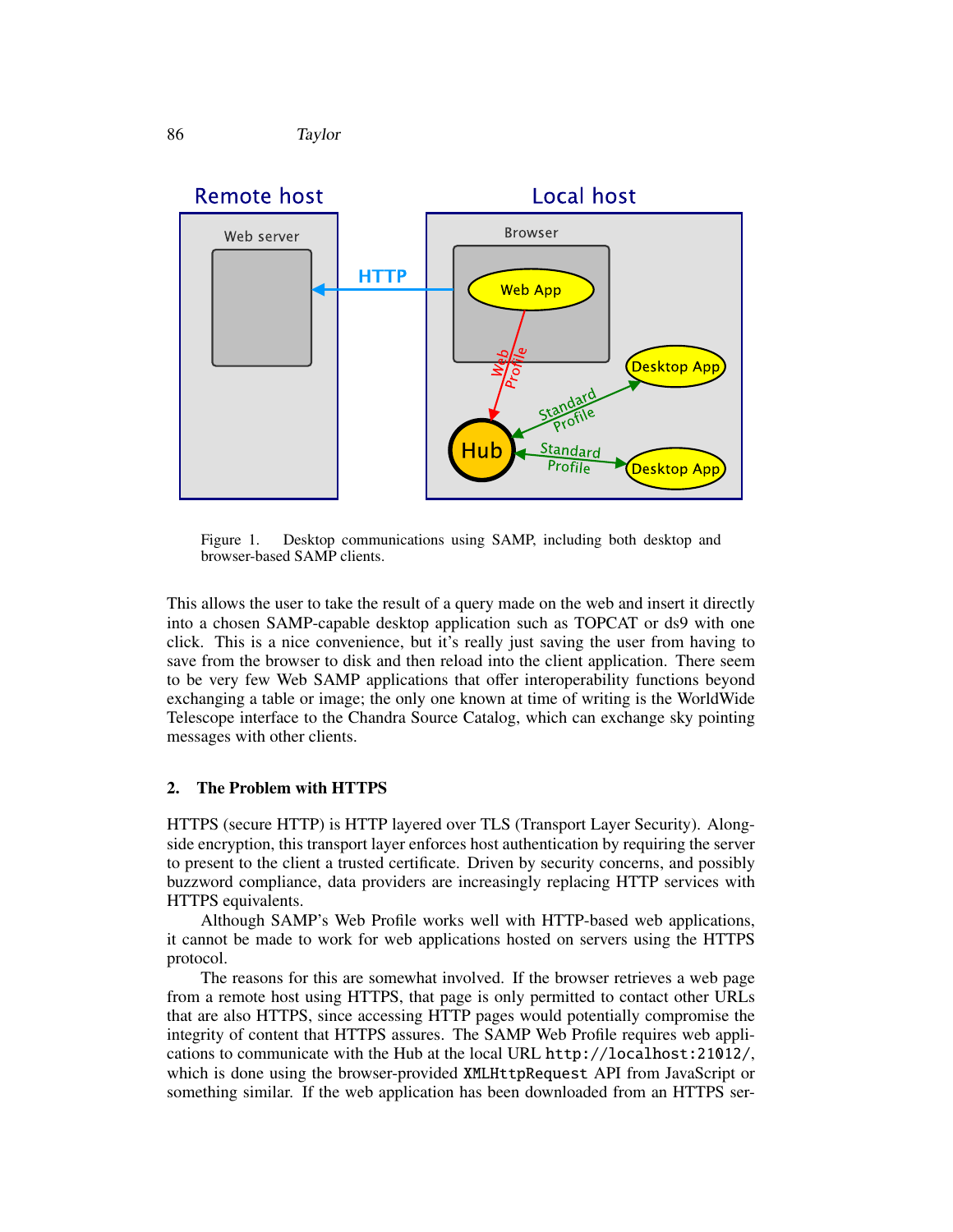Figure 1. Desktop communications using SAMP, including both desktop and browser-based SAMP clients.

This allows the user to take the result of a query made on the web and insert it directly into a chosen SAMP-capable desktop application such as TOPCAT or ds9 with one click. This is a nice convenience, but it's really just saving the user from having to save from the browser to disk and then reload into the client application. There seem to be very few Web SAMP applications that offer interoperability functions beyond exchanging a table or image; the only one known at time of writing is the WorldWide Telescope interface to the Chandra Source Catalog, which can exchange sky pointing messages with other clients.

## 2. The Problem with HTTPS

HTTPS (secure HTTP) is HTTP layered over TLS (Transport Layer Security). Alongside encryption, this transport layer enforces host authentication by requiring the server to present to the client a trusted certificate. Driven by security concerns, and possibly buzzword compliance, data providers are increasingly replacing HTTP services with HTTPS equivalents.

Although SAMP's Web Profile works well with HTTP-based web applications, it cannot be made to work for web applications hosted on servers using the HTTPS protocol.

The reasons for this are somewhat involved. If the browser retrieves a web page from a remote host using HTTPS, that page is only permitted to contact other URLs that are also HTTPS, since accessing HTTP pages would potentially compromise the integrity of content that HTTPS assures. The SAMP Web Profile requires web applications to communicate with the Hub at the local URL `http://localhost:21012/`, which is done using the browser-provided `XMLHttpRequest` API from JavaScript or something similar. If the web application has been downloaded from an HTTPS ser-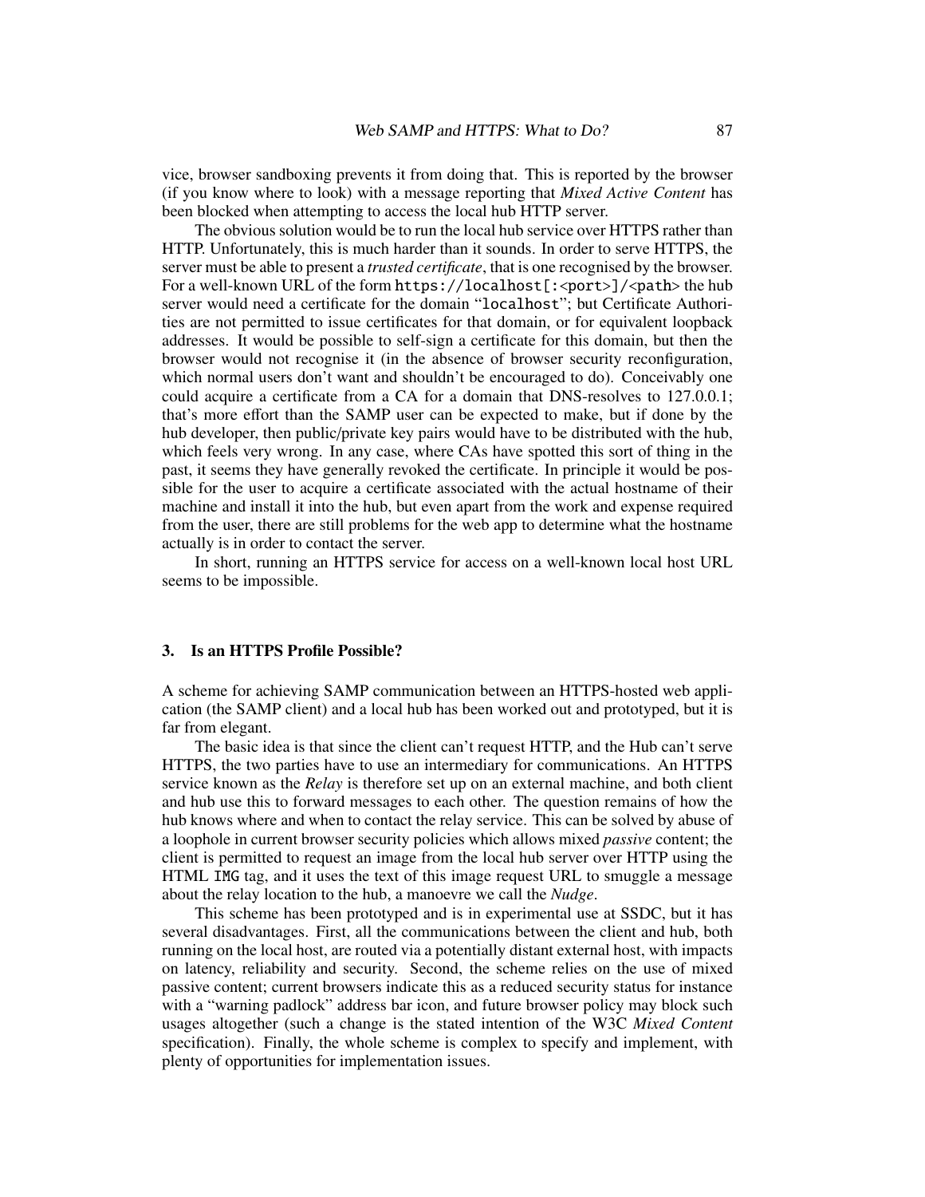vice, browser sandboxing prevents it from doing that. This is reported by the browser (if you know where to look) with a message reporting that *Mixed Active Content* has been blocked when attempting to access the local hub HTTP server.

The obvious solution would be to run the local hub service over HTTPS rather than HTTP. Unfortunately, this is much harder than it sounds. In order to serve HTTPS, the server must be able to present a *trusted certificate*, that is one recognised by the browser. For a well-known URL of the form `https://localhost[:<port>]/<path>` the hub server would need a certificate for the domain "`localhost`"; but Certificate Authorities are not permitted to issue certificates for that domain, or for equivalent loopback addresses. It would be possible to self-sign a certificate for this domain, but then the browser would not recognise it (in the absence of browser security reconfiguration, which normal users don't want and shouldn't be encouraged to do). Conceivably one could acquire a certificate from a CA for a domain that DNS-resolves to 127.0.0.1; that's more effort than the SAMP user can be expected to make, but if done by the hub developer, then public/private key pairs would have to be distributed with the hub, which feels very wrong. In any case, where CAs have spotted this sort of thing in the past, it seems they have generally revoked the certificate. In principle it would be possible for the user to acquire a certificate associated with the actual hostname of their machine and install it into the hub, but even apart from the work and expense required from the user, there are still problems for the web app to determine what the hostname actually is in order to contact the server.

In short, running an HTTPS service for access on a well-known local host URL seems to be impossible.

## 3. Is an HTTPS Profile Possible?

A scheme for achieving SAMP communication between an HTTPS-hosted web application (the SAMP client) and a local hub has been worked out and prototyped, but it is far from elegant.

The basic idea is that since the client can't request HTTP, and the Hub can't serve HTTPS, the two parties have to use an intermediary for communications. An HTTPS service known as the *Relay* is therefore set up on an external machine, and both client and hub use this to forward messages to each other. The question remains of how the hub knows where and when to contact the relay service. This can be solved by abuse of a loophole in current browser security policies which allows mixed *passive* content; the client is permitted to request an image from the local hub server over HTTP using the HTML `IMG` tag, and it uses the text of this image request URL to smuggle a message about the relay location to the hub, a manoevre we call the *Nudge*.

This scheme has been prototyped and is in experimental use at SSDC, but it has several disadvantages. First, all the communications between the client and hub, both running on the local host, are routed via a potentially distant external host, with impacts on latency, reliability and security. Second, the scheme relies on the use of mixed passive content; current browsers indicate this as a reduced security status for instance with a "warning padlock" address bar icon, and future browser policy may block such usages altogether (such a change is the stated intention of the W3C *Mixed Content* specification). Finally, the whole scheme is complex to specify and implement, with plenty of opportunities for implementation issues.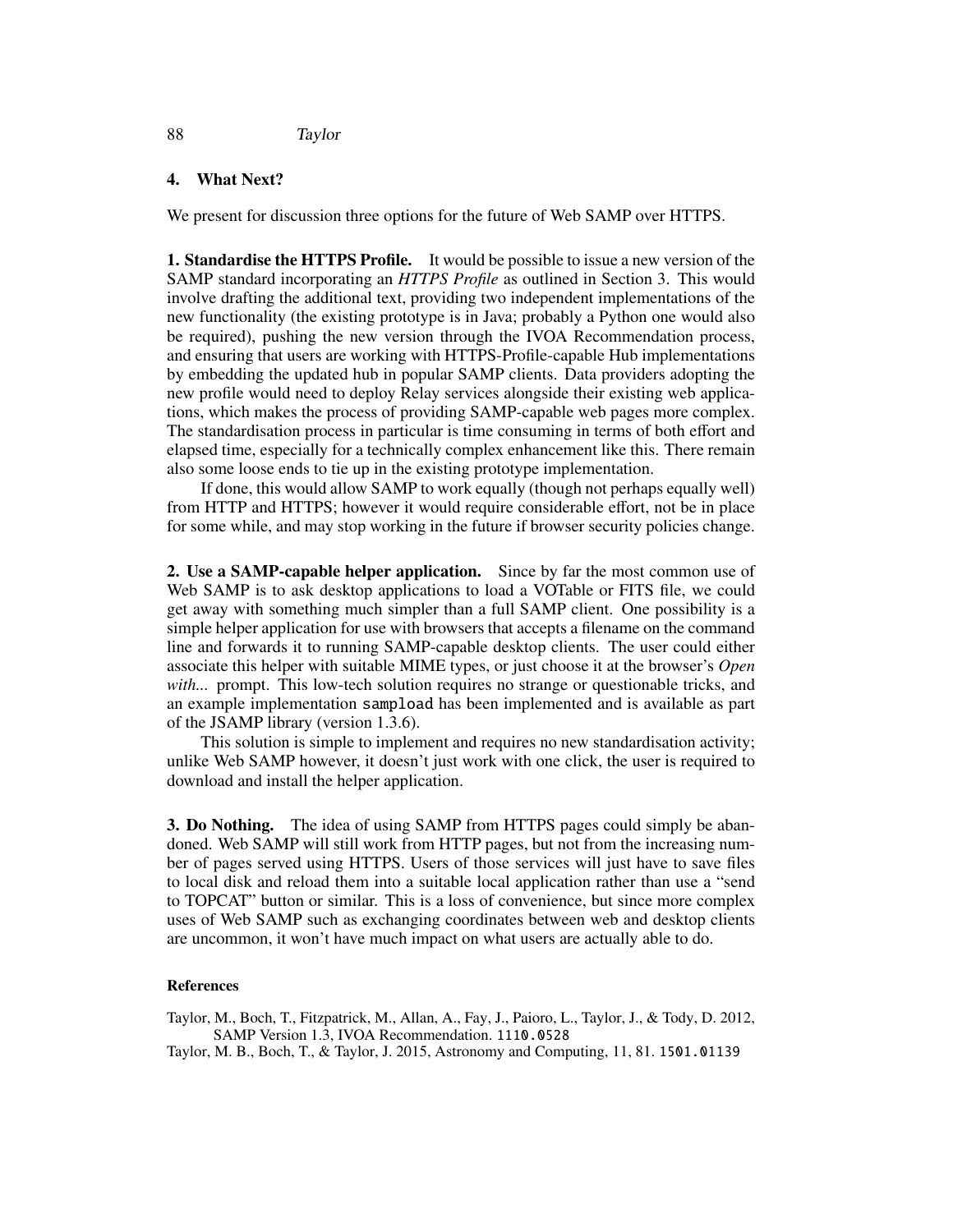## 4. What Next?

We present for discussion three options for the future of Web SAMP over HTTPS.

**1. Standardise the HTTPS Profile.** It would be possible to issue a new version of the SAMP standard incorporating an *HTTPS Profile* as outlined in Section 3. This would involve drafting the additional text, providing two independent implementations of the new functionality (the existing prototype is in Java; probably a Python one would also be required), pushing the new version through the IVOA Recommendation process, and ensuring that users are working with HTTPS-Profile-capable Hub implementations by embedding the updated hub in popular SAMP clients. Data providers adopting the new profile would need to deploy Relay services alongside their existing web applications, which makes the process of providing SAMP-capable web pages more complex. The standardisation process in particular is time consuming in terms of both effort and elapsed time, especially for a technically complex enhancement like this. There remain also some loose ends to tie up in the existing prototype implementation.

If done, this would allow SAMP to work equally (though not perhaps equally well) from HTTP and HTTPS; however it would require considerable effort, not be in place for some while, and may stop working in the future if browser security policies change.

**2. Use a SAMP-capable helper application.** Since by far the most common use of Web SAMP is to ask desktop applications to load a VOTable or FITS file, we could get away with something much simpler than a full SAMP client. One possibility is a simple helper application for use with browsers that accepts a filename on the command line and forwards it to running SAMP-capable desktop clients. The user could either associate this helper with suitable MIME types, or just choose it at the browser's *Open with...* prompt. This low-tech solution requires no strange or questionable tricks, and an example implementation `sampload` has been implemented and is available as part of the JSAMP library (version 1.3.6).

This solution is simple to implement and requires no new standardisation activity; unlike Web SAMP however, it doesn't just work with one click, the user is required to download and install the helper application.

**3. Do Nothing.** The idea of using SAMP from HTTPS pages could simply be abandoned. Web SAMP will still work from HTTP pages, but not from the increasing number of pages served using HTTPS. Users of those services will just have to save files to local disk and reload them into a suitable local application rather than use a "send to TOPCAT" button or similar. This is a loss of convenience, but since more complex uses of Web SAMP such as exchanging coordinates between web and desktop clients are uncommon, it won't have much impact on what users are actually able to do.

### References

Taylor, M., Boch, T., Fitzpatrick, M., Allan, A., Fay, J., Paioro, L., Taylor, J., & Tody, D. 2012, SAMP Version 1.3, IVOA Recommendation. 1110.0528

Taylor, M. B., Boch, T., & Taylor, J. 2015, Astronomy and Computing, 11, 81. 1501.01139